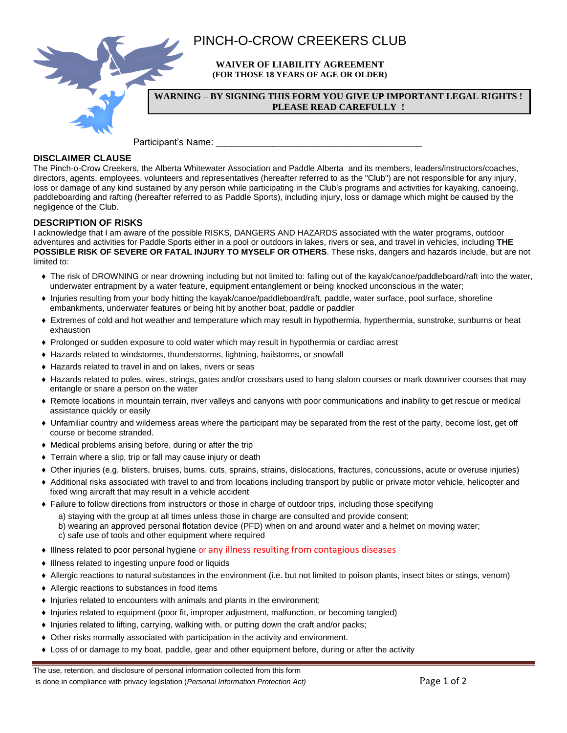# PINCH-O-CROW CREEKERS CLUB

**WAIVER OF LIABILITY AGREEMENT**
**(FOR THOSE 18 YEARS OF AGE OR OLDER)**

**WARNING – BY SIGNING THIS FORM YOU GIVE UP IMPORTANT LEGAL RIGHTS ! PLEASE READ CAREFULLY !**

Participant's Name: ________________________________________

## DISCLAIMER CLAUSE

The Pinch-o-Crow Creekers, the Alberta Whitewater Association and Paddle Alberta and its members, leaders/instructors/coaches, directors, agents, employees, volunteers and representatives (hereafter referred to as the "Club") are not responsible for any injury, loss or damage of any kind sustained by any person while participating in the Club's programs and activities for kayaking, canoeing, paddleboarding and rafting (hereafter referred to as Paddle Sports), including injury, loss or damage which might be caused by the negligence of the Club.

## DESCRIPTION OF RISKS

I acknowledge that I am aware of the possible RISKS, DANGERS AND HAZARDS associated with the water programs, outdoor adventures and activities for Paddle Sports either in a pool or outdoors in lakes, rivers or sea, and travel in vehicles, including **THE POSSIBLE RISK OF SEVERE OR FATAL INJURY TO MYSELF OR OTHERS**. These risks, dangers and hazards include, but are not limited to:

- The risk of DROWNING or near drowning including but not limited to: falling out of the kayak/canoe/paddleboard/raft into the water, underwater entrapment by a water feature, equipment entanglement or being knocked unconscious in the water;
- Injuries resulting from your body hitting the kayak/canoe/paddleboard/raft, paddle, water surface, pool surface, shoreline embankments, underwater features or being hit by another boat, paddle or paddler
- Extremes of cold and hot weather and temperature which may result in hypothermia, hyperthermia, sunstroke, sunburns or heat exhaustion
- Prolonged or sudden exposure to cold water which may result in hypothermia or cardiac arrest
- Hazards related to windstorms, thunderstorms, lightning, hailstorms, or snowfall
- Hazards related to travel in and on lakes, rivers or seas
- Hazards related to poles, wires, strings, gates and/or crossbars used to hang slalom courses or mark downriver courses that may entangle or snare a person on the water
- Remote locations in mountain terrain, river valleys and canyons with poor communications and inability to get rescue or medical assistance quickly or easily
- Unfamiliar country and wilderness areas where the participant may be separated from the rest of the party, become lost, get off course or become stranded.
- Medical problems arising before, during or after the trip
- Terrain where a slip, trip or fall may cause injury or death
- Other injuries (e.g. blisters, bruises, burns, cuts, sprains, strains, dislocations, fractures, concussions, acute or overuse injuries)
- Additional risks associated with travel to and from locations including transport by public or private motor vehicle, helicopter and fixed wing aircraft that may result in a vehicle accident
- Failure to follow directions from instructors or those in charge of outdoor trips, including those specifying
  a) staying with the group at all times unless those in charge are consulted and provide consent;
  b) wearing an approved personal flotation device (PFD) when on and around water and a helmet on moving water;
  c) safe use of tools and other equipment where required
- Illness related to poor personal hygiene or any illness resulting from contagious diseases
- Illness related to ingesting unpure food or liquids
- Allergic reactions to natural substances in the environment (i.e. but not limited to poison plants, insect bites or stings, venom)
- Allergic reactions to substances in food items
- Injuries related to encounters with animals and plants in the environment;
- Injuries related to equipment (poor fit, improper adjustment, malfunction, or becoming tangled)
- Injuries related to lifting, carrying, walking with, or putting down the craft and/or packs;
- Other risks normally associated with participation in the activity and environment.
- Loss of or damage to my boat, paddle, gear and other equipment before, during or after the activity

The use, retention, and disclosure of personal information collected from this form is done in compliance with privacy legislation (*Personal Information Protection Act*)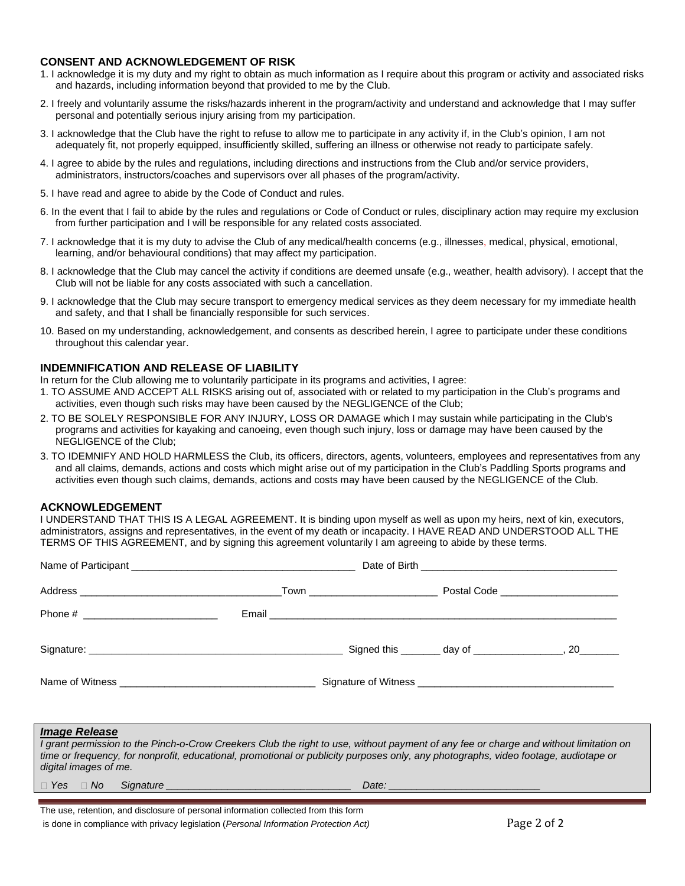### CONSENT AND ACKNOWLEDGEMENT OF RISK

1. I acknowledge it is my duty and my right to obtain as much information as I require about this program or activity and associated risks and hazards, including information beyond that provided to me by the Club.
2. I freely and voluntarily assume the risks/hazards inherent in the program/activity and understand and acknowledge that I may suffer personal and potentially serious injury arising from my participation.
3. I acknowledge that the Club have the right to refuse to allow me to participate in any activity if, in the Club's opinion, I am not adequately fit, not properly equipped, insufficiently skilled, suffering an illness or otherwise not ready to participate safely.
4. I agree to abide by the rules and regulations, including directions and instructions from the Club and/or service providers, administrators, instructors/coaches and supervisors over all phases of the program/activity.
5. I have read and agree to abide by the Code of Conduct and rules.
6. In the event that I fail to abide by the rules and regulations or Code of Conduct or rules, disciplinary action may require my exclusion from further participation and I will be responsible for any related costs associated.
7. I acknowledge that it is my duty to advise the Club of any medical/health concerns (e.g., illnesses, medical, physical, emotional, learning, and/or behavioural conditions) that may affect my participation.
8. I acknowledge that the Club may cancel the activity if conditions are deemed unsafe (e.g., weather, health advisory). I accept that the Club will not be liable for any costs associated with such a cancellation.
9. I acknowledge that the Club may secure transport to emergency medical services as they deem necessary for my immediate health and safety, and that I shall be financially responsible for such services.
10. Based on my understanding, acknowledgement, and consents as described herein, I agree to participate under these conditions throughout this calendar year.

### INDEMNIFICATION AND RELEASE OF LIABILITY

In return for the Club allowing me to voluntarily participate in its programs and activities, I agree:

1. TO ASSUME AND ACCEPT ALL RISKS arising out of, associated with or related to my participation in the Club's programs and activities, even though such risks may have been caused by the NEGLIGENCE of the Club;
2. TO BE SOLELY RESPONSIBLE FOR ANY INJURY, LOSS OR DAMAGE which I may sustain while participating in the Club's programs and activities for kayaking and canoeing, even though such injury, loss or damage may have been caused by the NEGLIGENCE of the Club;
3. TO IDEMNIFY AND HOLD HARMLESS the Club, its officers, directors, agents, volunteers, employees and representatives from any and all claims, demands, actions and costs which might arise out of my participation in the Club's Paddling Sports programs and activities even though such claims, demands, actions and costs may have been caused by the NEGLIGENCE of the Club.

### ACKNOWLEDGEMENT

I UNDERSTAND THAT THIS IS A LEGAL AGREEMENT. It is binding upon myself as well as upon my heirs, next of kin, executors, administrators, assigns and representatives, in the event of my death or incapacity. I HAVE READ AND UNDERSTOOD ALL THE TERMS OF THIS AGREEMENT, and by signing this agreement voluntarily I am agreeing to abide by these terms.

Name of Participant ________________________________________ Date of Birth ____________________________________

Address ____________________________________Town _______________________ Postal Code _____________________

Phone # ________________________ Email _________________________________________________________________

Signature: ______________________________________________ Signed this _______ day of ________________, 20_______

Name of Witness __________________________________ Signature of Witness __________________________________

***Image Release***

*I grant permission to the Pinch-o-Crow Creekers Club the right to use, without payment of any fee or charge and without limitation on time or frequency, for nonprofit, educational, promotional or publicity purposes only, any photographs, video footage, audiotape or digital images of me.*

☐ *Yes* ☐ *No* *Signature* ________________________________ *Date:* ___________________________

The use, retention, and disclosure of personal information collected from this form is done in compliance with privacy legislation (*Personal Information Protection Act*)